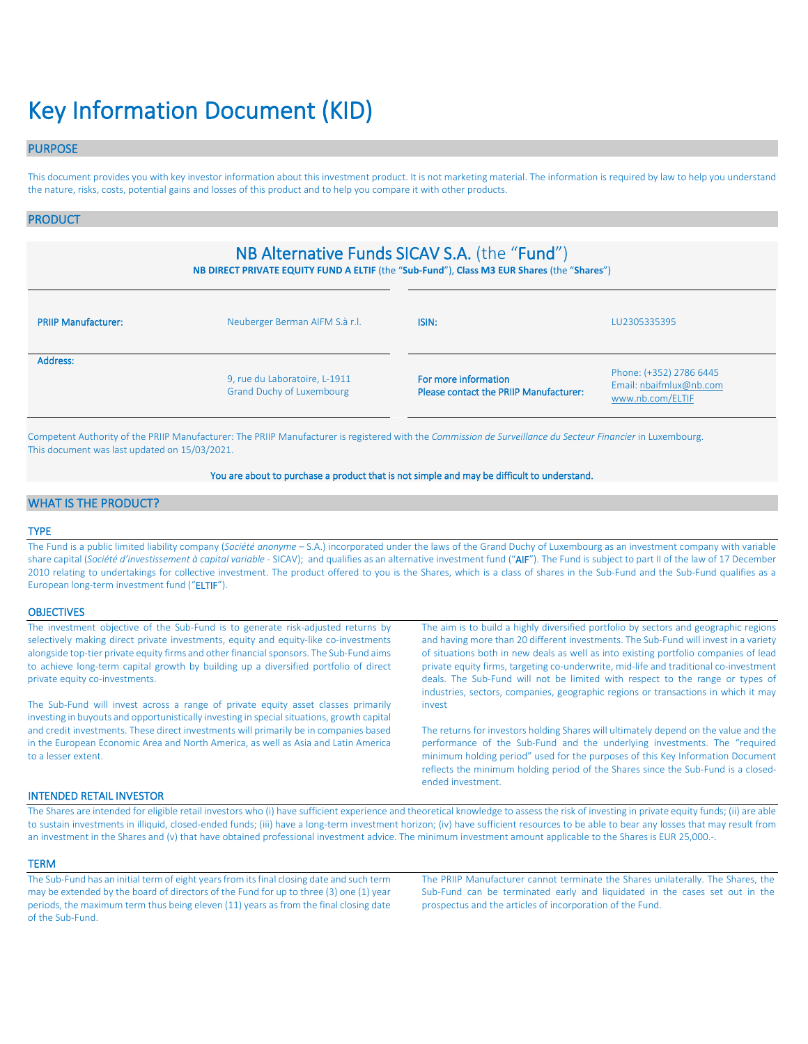# Key Information Document (KID)

## PURPOSE

This document provides you with key investor information about this investment product. It is not marketing material. The information is required by law to help you understand the nature, risks, costs, potential gains and losses of this product and to help you compare it with other products.

## PRODUCT

### NB Alternative Funds SICAV S.A. (the "Fund")

**NB DIRECT PRIVATE EQUITY FUND A ELTIF** (the "**Sub-Fund**"), **Class M3 EUR Shares** (the "**Shares**")

| | | | |
|---|---|---|---|
| PRIIP Manufacturer: | Neuberger Berman AIFM S.à r.l. | ISIN: | LU2305335395 |
| Address: | 9, rue du Laboratoire, L-1911 Grand Duchy of Luxembourg | For more information Please contact the PRIIP Manufacturer: | Phone: (+352) 2786 6445 Email: nbaifmlux@nb.com www.nb.com/ELTIF |

Competent Authority of the PRIIP Manufacturer: The PRIIP Manufacturer is registered with the *Commission de Surveillance du Secteur Financier* in Luxembourg.
This document was last updated on 15/03/2021.

You are about to purchase a product that is not simple and may be difficult to understand.

## WHAT IS THE PRODUCT?

### TYPE

The Fund is a public limited liability company (*Société anonyme* – S.A.) incorporated under the laws of the Grand Duchy of Luxembourg as an investment company with variable share capital (*Société d'investissement à capital variable* - SICAV); and qualifies as an alternative investment fund ("AIF"). The Fund is subject to part II of the law of 17 December 2010 relating to undertakings for collective investment. The product offered to you is the Shares, which is a class of shares in the Sub-Fund and the Sub-Fund qualifies as a European long-term investment fund ("ELTIF").

### OBJECTIVES

The investment objective of the Sub-Fund is to generate risk-adjusted returns by selectively making direct private investments, equity and equity-like co-investments alongside top-tier private equity firms and other financial sponsors. The Sub-Fund aims to achieve long-term capital growth by building up a diversified portfolio of direct private equity co-investments.

The Sub-Fund will invest across a range of private equity asset classes primarily investing in buyouts and opportunistically investing in special situations, growth capital and credit investments. These direct investments will primarily be in companies based in the European Economic Area and North America, as well as Asia and Latin America to a lesser extent.

The aim is to build a highly diversified portfolio by sectors and geographic regions and having more than 20 different investments. The Sub-Fund will invest in a variety of situations both in new deals as well as into existing portfolio companies of lead private equity firms, targeting co-underwrite, mid-life and traditional co-investment deals. The Sub-Fund will not be limited with respect to the range or types of industries, sectors, companies, geographic regions or transactions in which it may invest

The returns for investors holding Shares will ultimately depend on the value and the performance of the Sub-Fund and the underlying investments. The "required minimum holding period" used for the purposes of this Key Information Document reflects the minimum holding period of the Shares since the Sub-Fund is a closed-ended investment.

### INTENDED RETAIL INVESTOR

The Shares are intended for eligible retail investors who (i) have sufficient experience and theoretical knowledge to assess the risk of investing in private equity funds; (ii) are able to sustain investments in illiquid, closed-ended funds; (iii) have a long-term investment horizon; (iv) have sufficient resources to be able to bear any losses that may result from an investment in the Shares and (v) that have obtained professional investment advice. The minimum investment amount applicable to the Shares is EUR 25,000.-.

### TERM

The Sub-Fund has an initial term of eight years from its final closing date and such term may be extended by the board of directors of the Fund for up to three (3) one (1) year periods, the maximum term thus being eleven (11) years as from the final closing date of the Sub-Fund.

The PRIIP Manufacturer cannot terminate the Shares unilaterally. The Shares, the Sub-Fund can be terminated early and liquidated in the cases set out in the prospectus and the articles of incorporation of the Fund.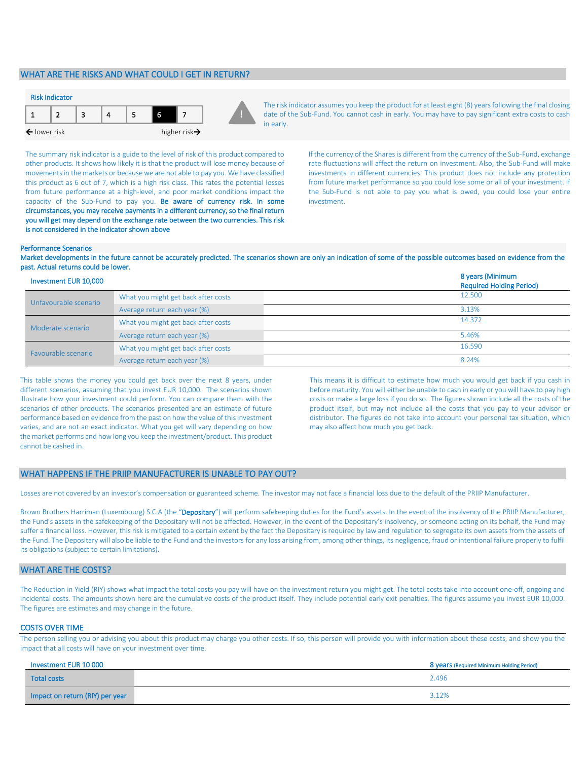## WHAT ARE THE RISKS AND WHAT COULD I GET IN RETURN?

### Risk Indicator

| 1 | 2 | 3 | 4 | 5 | **6** | 7 |
|---|---|---|---|---|---|---|

← lower risk    higher risk →

The risk indicator assumes you keep the product for at least eight (8) years following the final closing date of the Sub-Fund. You cannot cash in early. You may have to pay significant extra costs to cash in early.

The summary risk indicator is a guide to the level of risk of this product compared to other products. It shows how likely it is that the product will lose money because of movements in the markets or because we are not able to pay you. We have classified this product as 6 out of 7, which is a high risk class. This rates the potential losses from future performance at a high-level, and poor market conditions impact the capacity of the Sub-Fund to pay you. **Be aware of currency risk. In some circumstances, you may receive payments in a different currency, so the final return you will get may depend on the exchange rate between the two currencies. This risk is not considered in the indicator shown above**

If the currency of the Shares is different from the currency of the Sub-Fund, exchange rate fluctuations will affect the return on investment. Also, the Sub-Fund will make investments in different currencies. This product does not include any protection from future market performance so you could lose some or all of your investment. If the Sub-Fund is not able to pay you what is owed, you could lose your entire investment.

### Performance Scenarios

**Market developments in the future cannot be accurately predicted. The scenarios shown are only an indication of some of the possible outcomes based on evidence from the past. Actual returns could be lower.**

| Investment EUR 10,000 | | 8 years (Minimum Required Holding Period) |
|---|---|---|
| Unfavourable scenario | What you might get back after costs | 12.500 |
| | Average return each year (%) | 3.13% |
| Moderate scenario | What you might get back after costs | 14.372 |
| | Average return each year (%) | 5.46% |
| Favourable scenario | What you might get back after costs | 16.590 |
| | Average return each year (%) | 8.24% |

This table shows the money you could get back over the next 8 years, under different scenarios, assuming that you invest EUR 10,000. The scenarios shown illustrate how your investment could perform. You can compare them with the scenarios of other products. The scenarios presented are an estimate of future performance based on evidence from the past on how the value of this investment varies, and are not an exact indicator. What you get will vary depending on how the market performs and how long you keep the investment/product. This product cannot be cashed in.

This means it is difficult to estimate how much you would get back if you cash in before maturity. You will either be unable to cash in early or you will have to pay high costs or make a large loss if you do so. The figures shown include all the costs of the product itself, but may not include all the costs that you pay to your advisor or distributor. The figures do not take into account your personal tax situation, which may also affect how much you get back.

## WHAT HAPPENS IF THE PRIIP MANUFACTURER IS UNABLE TO PAY OUT?

Losses are not covered by an investor's compensation or guaranteed scheme. The investor may not face a financial loss due to the default of the PRIIP Manufacturer.

Brown Brothers Harriman (Luxembourg) S.C.A (the "**Depositary**") will perform safekeeping duties for the Fund's assets. In the event of the insolvency of the PRIIP Manufacturer, the Fund's assets in the safekeeping of the Depositary will not be affected. However, in the event of the Depositary's insolvency, or someone acting on its behalf, the Fund may suffer a financial loss. However, this risk is mitigated to a certain extent by the fact the Depositary is required by law and regulation to segregate its own assets from the assets of the Fund. The Depositary will also be liable to the Fund and the investors for any loss arising from, among other things, its negligence, fraud or intentional failure properly to fulfil its obligations (subject to certain limitations).

## WHAT ARE THE COSTS?

The Reduction in Yield (RIY) shows what impact the total costs you pay will have on the investment return you might get. The total costs take into account one-off, ongoing and incidental costs. The amounts shown here are the cumulative costs of the product itself. They include potential early exit penalties. The figures assume you invest EUR 10,000. The figures are estimates and may change in the future.

### COSTS OVER TIME

The person selling you or advising you about this product may charge you other costs. If so, this person will provide you with information about these costs, and show you the impact that all costs will have on your investment over time.

| Investment EUR 10 000 | 8 years (Required Minimum Holding Period) |
|---|---|
| Total costs | 2.496 |
| Impact on return (RIY) per year | 3.12% |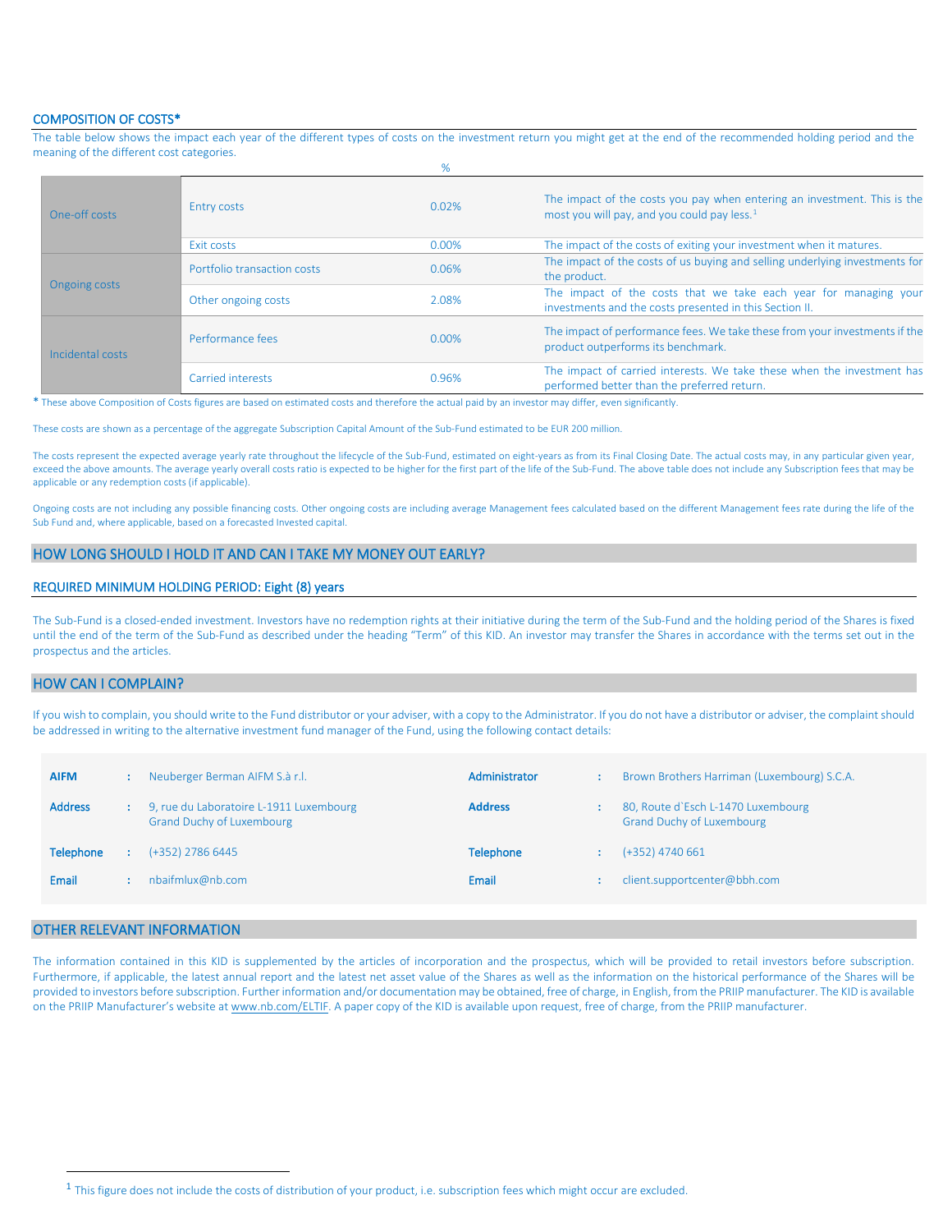## COMPOSITION OF COSTS*

The table below shows the impact each year of the different types of costs on the investment return you might get at the end of the recommended holding period and the meaning of the different cost categories.

| | | % | |
|---|---|---|---|
| One-off costs | Entry costs | 0.02% | The impact of the costs you pay when entering an investment. This is the most you will pay, and you could pay less.[1] |
| | Exit costs | 0.00% | The impact of the costs of exiting your investment when it matures. |
| Ongoing costs | Portfolio transaction costs | 0.06% | The impact of the costs of us buying and selling underlying investments for the product. |
| | Other ongoing costs | 2.08% | The impact of the costs that we take each year for managing your investments and the costs presented in this Section II. |
| Incidental costs | Performance fees | 0.00% | The impact of performance fees. We take these from your investments if the product outperforms its benchmark. |
| | Carried interests | 0.96% | The impact of carried interests. We take these when the investment has performed better than the preferred return. |

* These above Composition of Costs figures are based on estimated costs and therefore the actual paid by an investor may differ, even significantly.

These costs are shown as a percentage of the aggregate Subscription Capital Amount of the Sub-Fund estimated to be EUR 200 million.

The costs represent the expected average yearly rate throughout the lifecycle of the Sub-Fund, estimated on eight-years as from its Final Closing Date. The actual costs may, in any particular given year, exceed the above amounts. The average yearly overall costs ratio is expected to be higher for the first part of the life of the Sub-Fund. The above table does not include any Subscription fees that may be applicable or any redemption costs (if applicable).

Ongoing costs are not including any possible financing costs. Other ongoing costs are including average Management fees calculated based on the different Management fees rate during the life of the Sub Fund and, where applicable, based on a forecasted Invested capital.

## HOW LONG SHOULD I HOLD IT AND CAN I TAKE MY MONEY OUT EARLY?

### REQUIRED MINIMUM HOLDING PERIOD: Eight (8) years

The Sub-Fund is a closed-ended investment. Investors have no redemption rights at their initiative during the term of the Sub-Fund and the holding period of the Shares is fixed until the end of the term of the Sub-Fund as described under the heading "Term" of this KID. An investor may transfer the Shares in accordance with the terms set out in the prospectus and the articles.

## HOW CAN I COMPLAIN?

If you wish to complain, you should write to the Fund distributor or your adviser, with a copy to the Administrator. If you do not have a distributor or adviser, the complaint should be addressed in writing to the alternative investment fund manager of the Fund, using the following contact details:

| | | | |
|---|---|---|---|
| **AIFM** | Neuberger Berman AIFM S.à r.l. | **Administrator** | Brown Brothers Harriman (Luxembourg) S.C.A. |
| **Address** | 9, rue du Laboratoire L-1911 Luxembourg Grand Duchy of Luxembourg | **Address** | 80, Route d`Esch L-1470 Luxembourg Grand Duchy of Luxembourg |
| **Telephone** | (+352) 2786 6445 | **Telephone** | (+352) 4740 661 |
| **Email** | nbaifmlux@nb.com | **Email** | client.supportcenter@bbh.com |

## OTHER RELEVANT INFORMATION

The information contained in this KID is supplemented by the articles of incorporation and the prospectus, which will be provided to retail investors before subscription. Furthermore, if applicable, the latest annual report and the latest net asset value of the Shares as well as the information on the historical performance of the Shares will be provided to investors before subscription. Further information and/or documentation may be obtained, free of charge, in English, from the PRIIP manufacturer. The KID is available on the PRIIP Manufacturer's website at www.nb.com/ELTIF. A paper copy of the KID is available upon request, free of charge, from the PRIIP manufacturer.

[1] This figure does not include the costs of distribution of your product, i.e. subscription fees which might occur are excluded.